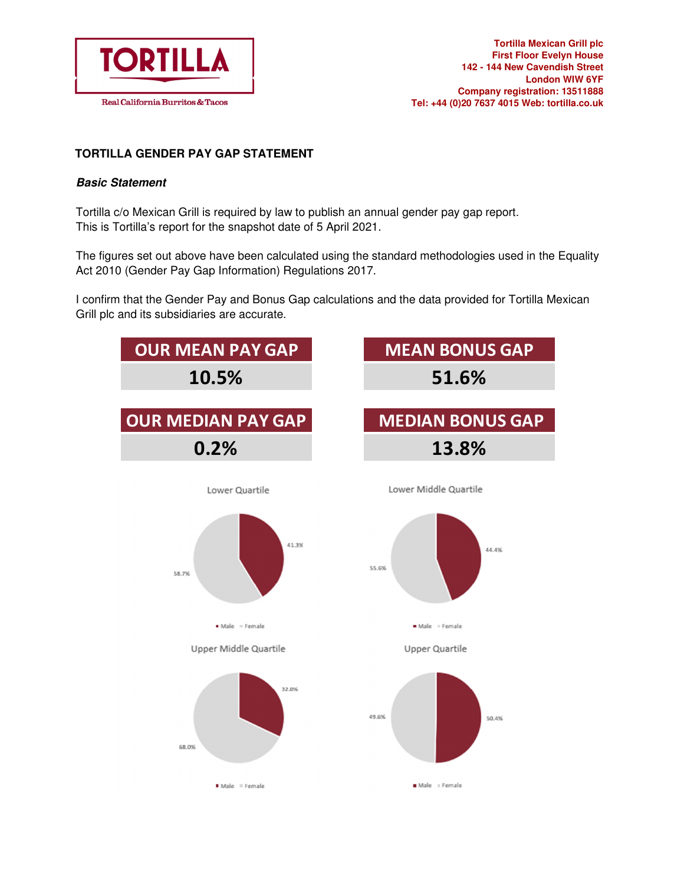**TORTILLA**

Real California Burritos & Tacos

**Tortilla Mexican Grill plc**
**First Floor Evelyn House**
**142 - 144 New Cavendish Street**
**London WIW 6YF**
**Company registration: 13511888**
**Tel: +44 (0)20 7637 4015 Web: tortilla.co.uk**

## TORTILLA GENDER PAY GAP STATEMENT

***Basic Statement***

Tortilla c/o Mexican Grill is required by law to publish an annual gender pay gap report. This is Tortilla's report for the snapshot date of 5 April 2021.

The figures set out above have been calculated using the standard methodologies used in the Equality Act 2010 (Gender Pay Gap Information) Regulations 2017.

I confirm that the Gender Pay and Bonus Gap calculations and the data provided for Tortilla Mexican Grill plc and its subsidiaries are accurate.

| OUR MEAN PAY GAP | MEAN BONUS GAP |
| --- | --- |
| 10.5% | 51.6% |

| OUR MEDIAN PAY GAP | MEDIAN BONUS GAP |
| --- | --- |
| 0.2% | 13.8% |

| Quartile | Male | Female |
| --- | --- | --- |
| Lower Quartile | 41.3% | 58.7% |
| Lower Middle Quartile | 44.4% | 55.6% |
| Upper Middle Quartile | 32.0% | 68.0% |
| Upper Quartile | 50.4% | 49.6% |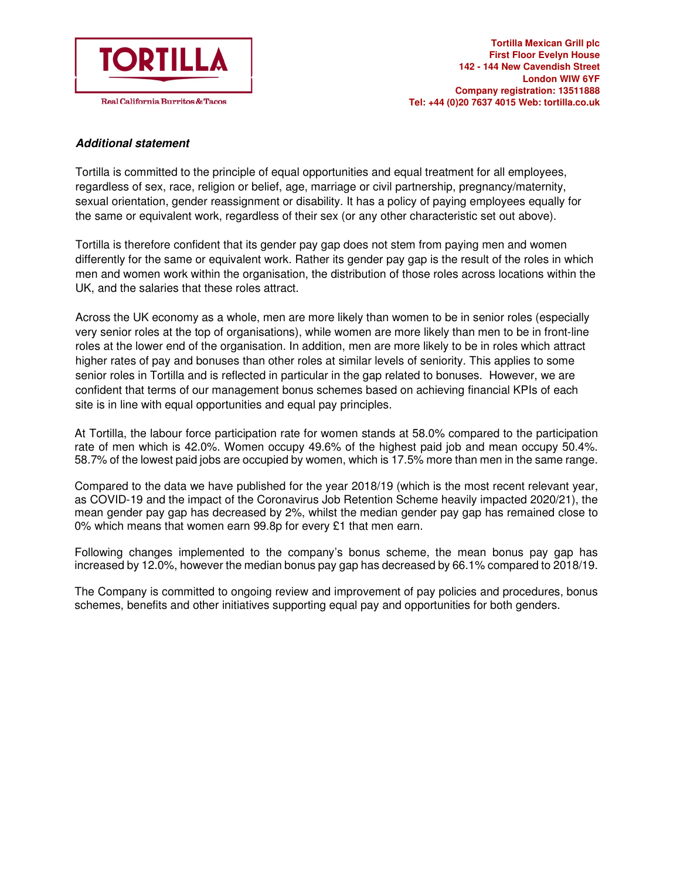**TORTILLA**

Real California Burritos & Tacos

**Tortilla Mexican Grill plc**
**First Floor Evelyn House**
**142 - 144 New Cavendish Street**
**London WIW 6YF**
**Company registration: 13511888**
**Tel: +44 (0)20 7637 4015 Web: tortilla.co.uk**

***Additional statement***

Tortilla is committed to the principle of equal opportunities and equal treatment for all employees, regardless of sex, race, religion or belief, age, marriage or civil partnership, pregnancy/maternity, sexual orientation, gender reassignment or disability. It has a policy of paying employees equally for the same or equivalent work, regardless of their sex (or any other characteristic set out above).

Tortilla is therefore confident that its gender pay gap does not stem from paying men and women differently for the same or equivalent work. Rather its gender pay gap is the result of the roles in which men and women work within the organisation, the distribution of those roles across locations within the UK, and the salaries that these roles attract.

Across the UK economy as a whole, men are more likely than women to be in senior roles (especially very senior roles at the top of organisations), while women are more likely than men to be in front-line roles at the lower end of the organisation. In addition, men are more likely to be in roles which attract higher rates of pay and bonuses than other roles at similar levels of seniority. This applies to some senior roles in Tortilla and is reflected in particular in the gap related to bonuses. However, we are confident that terms of our management bonus schemes based on achieving financial KPIs of each site is in line with equal opportunities and equal pay principles.

At Tortilla, the labour force participation rate for women stands at 58.0% compared to the participation rate of men which is 42.0%. Women occupy 49.6% of the highest paid job and mean occupy 50.4%. 58.7% of the lowest paid jobs are occupied by women, which is 17.5% more than men in the same range.

Compared to the data we have published for the year 2018/19 (which is the most recent relevant year, as COVID-19 and the impact of the Coronavirus Job Retention Scheme heavily impacted 2020/21), the mean gender pay gap has decreased by 2%, whilst the median gender pay gap has remained close to 0% which means that women earn 99.8p for every £1 that men earn.

Following changes implemented to the company's bonus scheme, the mean bonus pay gap has increased by 12.0%, however the median bonus pay gap has decreased by 66.1% compared to 2018/19.

The Company is committed to ongoing review and improvement of pay policies and procedures, bonus schemes, benefits and other initiatives supporting equal pay and opportunities for both genders.